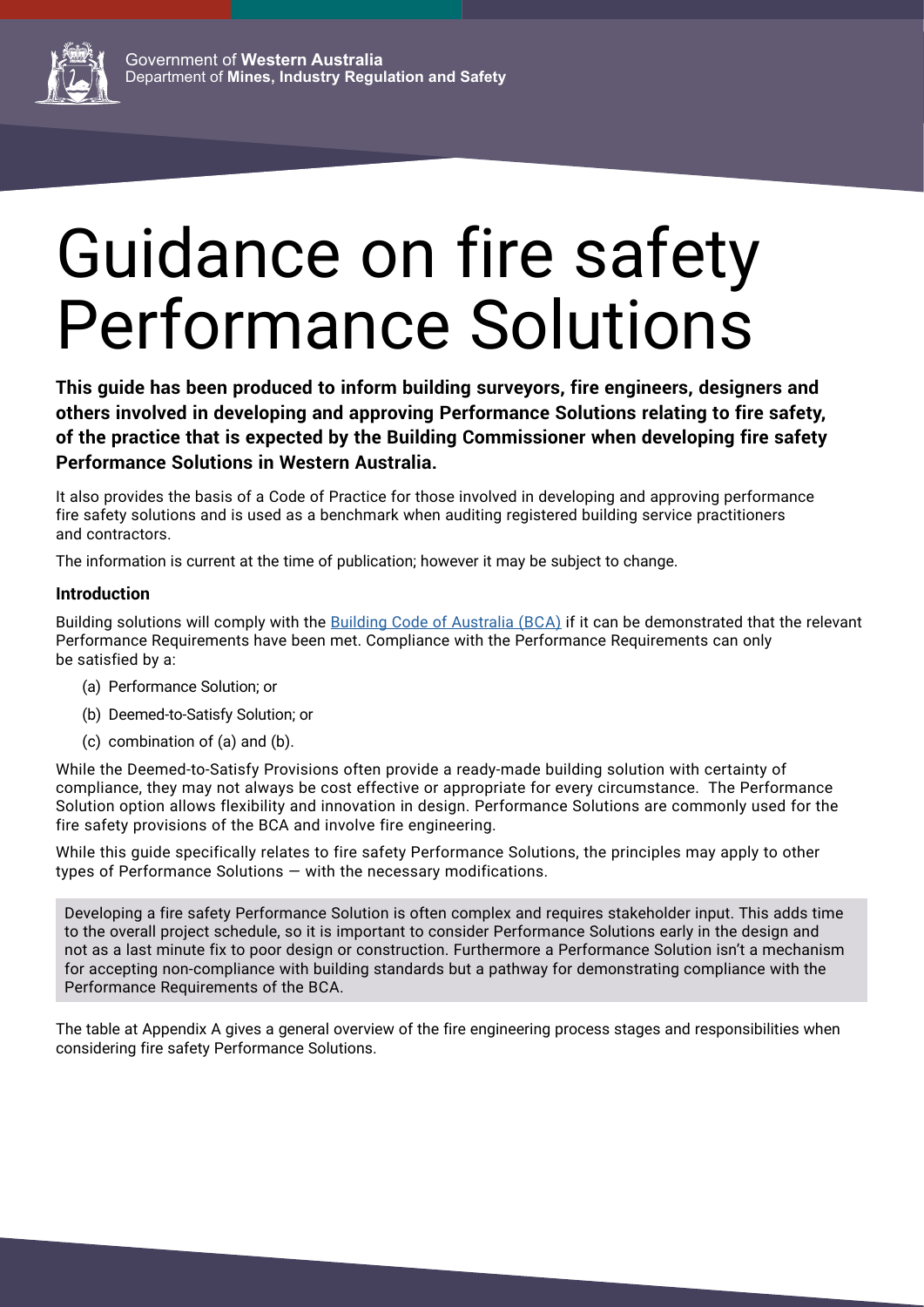Government of **Western Australia**
Department of **Mines, Industry Regulation and Safety**

# Guidance on fire safety Performance Solutions

**This guide has been produced to inform building surveyors, fire engineers, designers and others involved in developing and approving Performance Solutions relating to fire safety, of the practice that is expected by the Building Commissioner when developing fire safety Performance Solutions in Western Australia.**

It also provides the basis of a Code of Practice for those involved in developing and approving performance fire safety solutions and is used as a benchmark when auditing registered building service practitioners and contractors.

The information is current at the time of publication; however it may be subject to change.

### Introduction

Building solutions will comply with the Building Code of Australia (BCA) if it can be demonstrated that the relevant Performance Requirements have been met. Compliance with the Performance Requirements can only be satisfied by a:

(a) Performance Solution; or

(b) Deemed-to-Satisfy Solution; or

(c) combination of (a) and (b).

While the Deemed-to-Satisfy Provisions often provide a ready-made building solution with certainty of compliance, they may not always be cost effective or appropriate for every circumstance. The Performance Solution option allows flexibility and innovation in design. Performance Solutions are commonly used for the fire safety provisions of the BCA and involve fire engineering.

While this guide specifically relates to fire safety Performance Solutions, the principles may apply to other types of Performance Solutions — with the necessary modifications.

> Developing a fire safety Performance Solution is often complex and requires stakeholder input. This adds time to the overall project schedule, so it is important to consider Performance Solutions early in the design and not as a last minute fix to poor design or construction. Furthermore a Performance Solution isn't a mechanism for accepting non-compliance with building standards but a pathway for demonstrating compliance with the Performance Requirements of the BCA.

The table at Appendix A gives a general overview of the fire engineering process stages and responsibilities when considering fire safety Performance Solutions.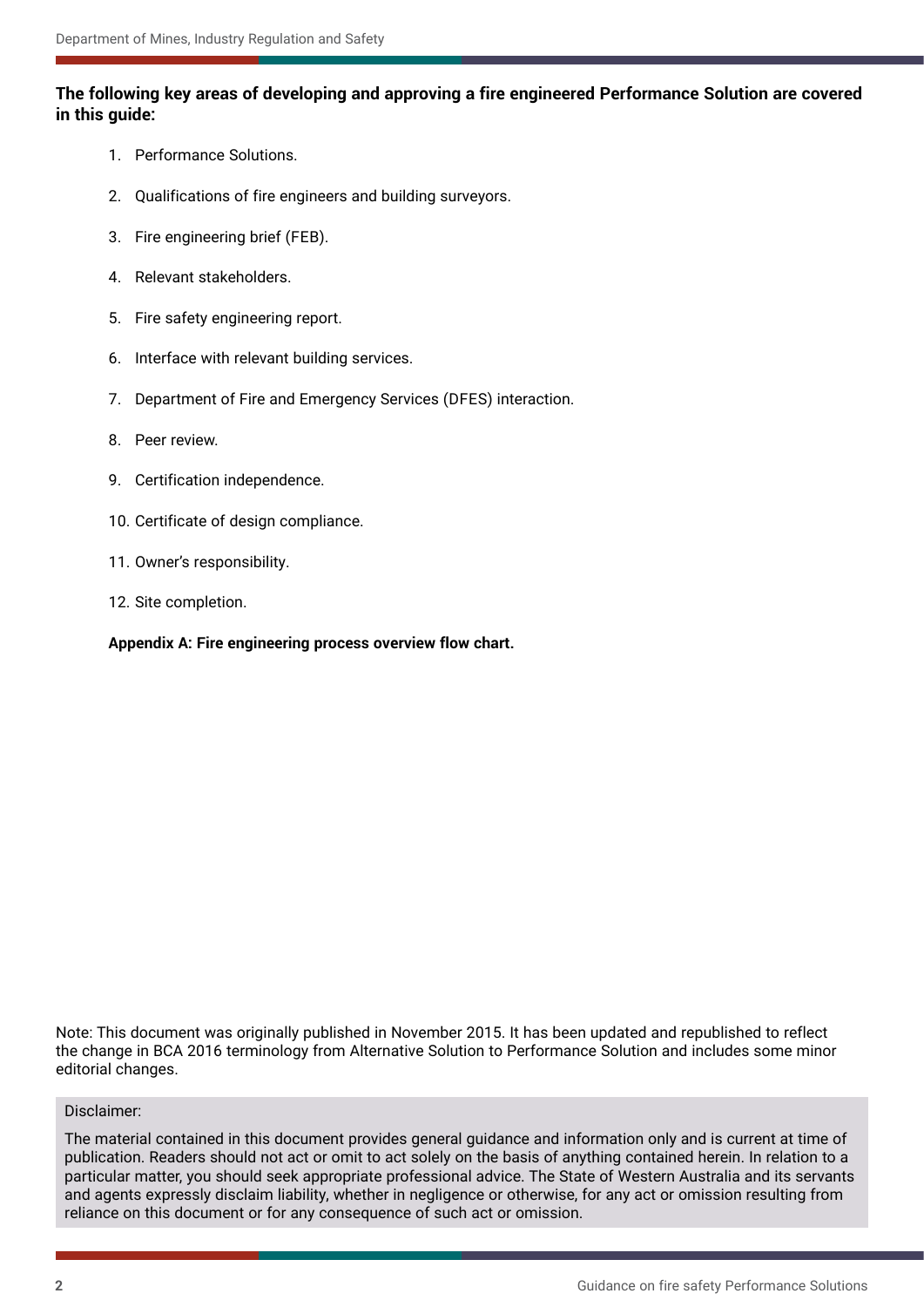**The following key areas of developing and approving a fire engineered Performance Solution are covered in this guide:**

1. Performance Solutions.
2. Qualifications of fire engineers and building surveyors.
3. Fire engineering brief (FEB).
4. Relevant stakeholders.
5. Fire safety engineering report.
6. Interface with relevant building services.
7. Department of Fire and Emergency Services (DFES) interaction.
8. Peer review.
9. Certification independence.
10. Certificate of design compliance.
11. Owner's responsibility.
12. Site completion.

**Appendix A: Fire engineering process overview flow chart.**

Note: This document was originally published in November 2015. It has been updated and republished to reflect the change in BCA 2016 terminology from Alternative Solution to Performance Solution and includes some minor editorial changes.

Disclaimer:

The material contained in this document provides general guidance and information only and is current at time of publication. Readers should not act or omit to act solely on the basis of anything contained herein. In relation to a particular matter, you should seek appropriate professional advice. The State of Western Australia and its servants and agents expressly disclaim liability, whether in negligence or otherwise, for any act or omission resulting from reliance on this document or for any consequence of such act or omission.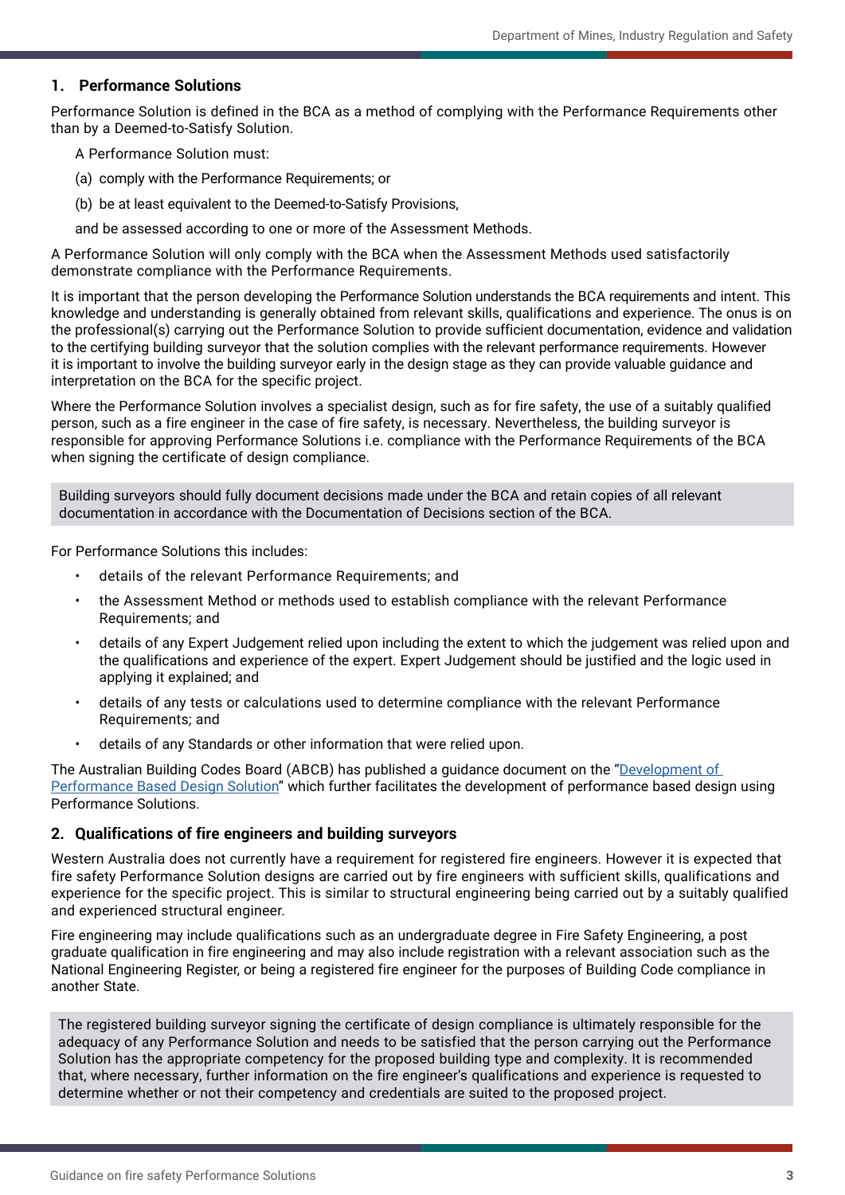## 1. Performance Solutions

Performance Solution is defined in the BCA as a method of complying with the Performance Requirements other than by a Deemed-to-Satisfy Solution.

A Performance Solution must:

(a) comply with the Performance Requirements; or

(b) be at least equivalent to the Deemed-to-Satisfy Provisions,

and be assessed according to one or more of the Assessment Methods.

A Performance Solution will only comply with the BCA when the Assessment Methods used satisfactorily demonstrate compliance with the Performance Requirements.

It is important that the person developing the Performance Solution understands the BCA requirements and intent. This knowledge and understanding is generally obtained from relevant skills, qualifications and experience. The onus is on the professional(s) carrying out the Performance Solution to provide sufficient documentation, evidence and validation to the certifying building surveyor that the solution complies with the relevant performance requirements. However it is important to involve the building surveyor early in the design stage as they can provide valuable guidance and interpretation on the BCA for the specific project.

Where the Performance Solution involves a specialist design, such as for fire safety, the use of a suitably qualified person, such as a fire engineer in the case of fire safety, is necessary. Nevertheless, the building surveyor is responsible for approving Performance Solutions i.e. compliance with the Performance Requirements of the BCA when signing the certificate of design compliance.

> Building surveyors should fully document decisions made under the BCA and retain copies of all relevant documentation in accordance with the Documentation of Decisions section of the BCA.

For Performance Solutions this includes:

- details of the relevant Performance Requirements; and
- the Assessment Method or methods used to establish compliance with the relevant Performance Requirements; and
- details of any Expert Judgement relied upon including the extent to which the judgement was relied upon and the qualifications and experience of the expert. Expert Judgement should be justified and the logic used in applying it explained; and
- details of any tests or calculations used to determine compliance with the relevant Performance Requirements; and
- details of any Standards or other information that were relied upon.

The Australian Building Codes Board (ABCB) has published a guidance document on the "Development of Performance Based Design Solution" which further facilitates the development of performance based design using Performance Solutions.

## 2. Qualifications of fire engineers and building surveyors

Western Australia does not currently have a requirement for registered fire engineers. However it is expected that fire safety Performance Solution designs are carried out by fire engineers with sufficient skills, qualifications and experience for the specific project. This is similar to structural engineering being carried out by a suitably qualified and experienced structural engineer.

Fire engineering may include qualifications such as an undergraduate degree in Fire Safety Engineering, a post graduate qualification in fire engineering and may also include registration with a relevant association such as the National Engineering Register, or being a registered fire engineer for the purposes of Building Code compliance in another State.

> The registered building surveyor signing the certificate of design compliance is ultimately responsible for the adequacy of any Performance Solution and needs to be satisfied that the person carrying out the Performance Solution has the appropriate competency for the proposed building type and complexity. It is recommended that, where necessary, further information on the fire engineer's qualifications and experience is requested to determine whether or not their competency and credentials are suited to the proposed project.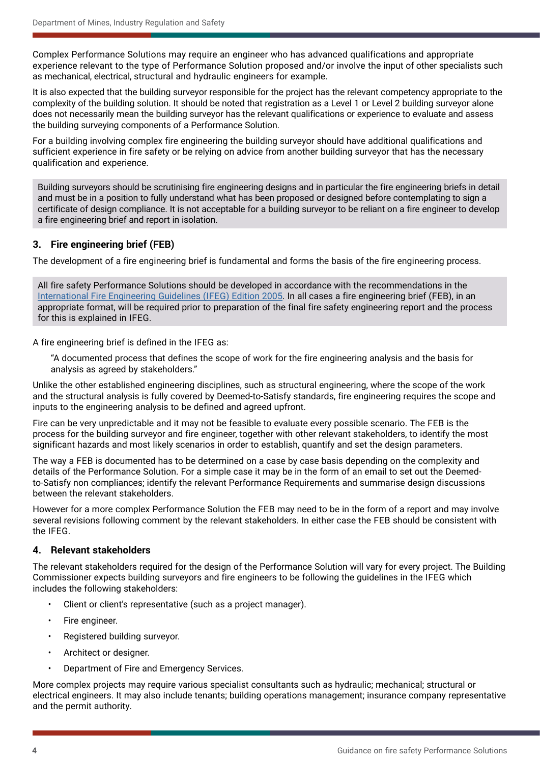Complex Performance Solutions may require an engineer who has advanced qualifications and appropriate experience relevant to the type of Performance Solution proposed and/or involve the input of other specialists such as mechanical, electrical, structural and hydraulic engineers for example.

It is also expected that the building surveyor responsible for the project has the relevant competency appropriate to the complexity of the building solution. It should be noted that registration as a Level 1 or Level 2 building surveyor alone does not necessarily mean the building surveyor has the relevant qualifications or experience to evaluate and assess the building surveying components of a Performance Solution.

For a building involving complex fire engineering the building surveyor should have additional qualifications and sufficient experience in fire safety or be relying on advice from another building surveyor that has the necessary qualification and experience.

> Building surveyors should be scrutinising fire engineering designs and in particular the fire engineering briefs in detail and must be in a position to fully understand what has been proposed or designed before contemplating to sign a certificate of design compliance. It is not acceptable for a building surveyor to be reliant on a fire engineer to develop a fire engineering brief and report in isolation.

## 3. Fire engineering brief (FEB)

The development of a fire engineering brief is fundamental and forms the basis of the fire engineering process.

> All fire safety Performance Solutions should be developed in accordance with the recommendations in the International Fire Engineering Guidelines (IFEG) Edition 2005. In all cases a fire engineering brief (FEB), in an appropriate format, will be required prior to preparation of the final fire safety engineering report and the process for this is explained in IFEG.

A fire engineering brief is defined in the IFEG as:

> "A documented process that defines the scope of work for the fire engineering analysis and the basis for analysis as agreed by stakeholders."

Unlike the other established engineering disciplines, such as structural engineering, where the scope of the work and the structural analysis is fully covered by Deemed-to-Satisfy standards, fire engineering requires the scope and inputs to the engineering analysis to be defined and agreed upfront.

Fire can be very unpredictable and it may not be feasible to evaluate every possible scenario. The FEB is the process for the building surveyor and fire engineer, together with other relevant stakeholders, to identify the most significant hazards and most likely scenarios in order to establish, quantify and set the design parameters.

The way a FEB is documented has to be determined on a case by case basis depending on the complexity and details of the Performance Solution. For a simple case it may be in the form of an email to set out the Deemed-to-Satisfy non compliances; identify the relevant Performance Requirements and summarise design discussions between the relevant stakeholders.

However for a more complex Performance Solution the FEB may need to be in the form of a report and may involve several revisions following comment by the relevant stakeholders. In either case the FEB should be consistent with the IFEG.

## 4. Relevant stakeholders

The relevant stakeholders required for the design of the Performance Solution will vary for every project. The Building Commissioner expects building surveyors and fire engineers to be following the guidelines in the IFEG which includes the following stakeholders:

- Client or client's representative (such as a project manager).
- Fire engineer.
- Registered building surveyor.
- Architect or designer.
- Department of Fire and Emergency Services.

More complex projects may require various specialist consultants such as hydraulic; mechanical; structural or electrical engineers. It may also include tenants; building operations management; insurance company representative and the permit authority.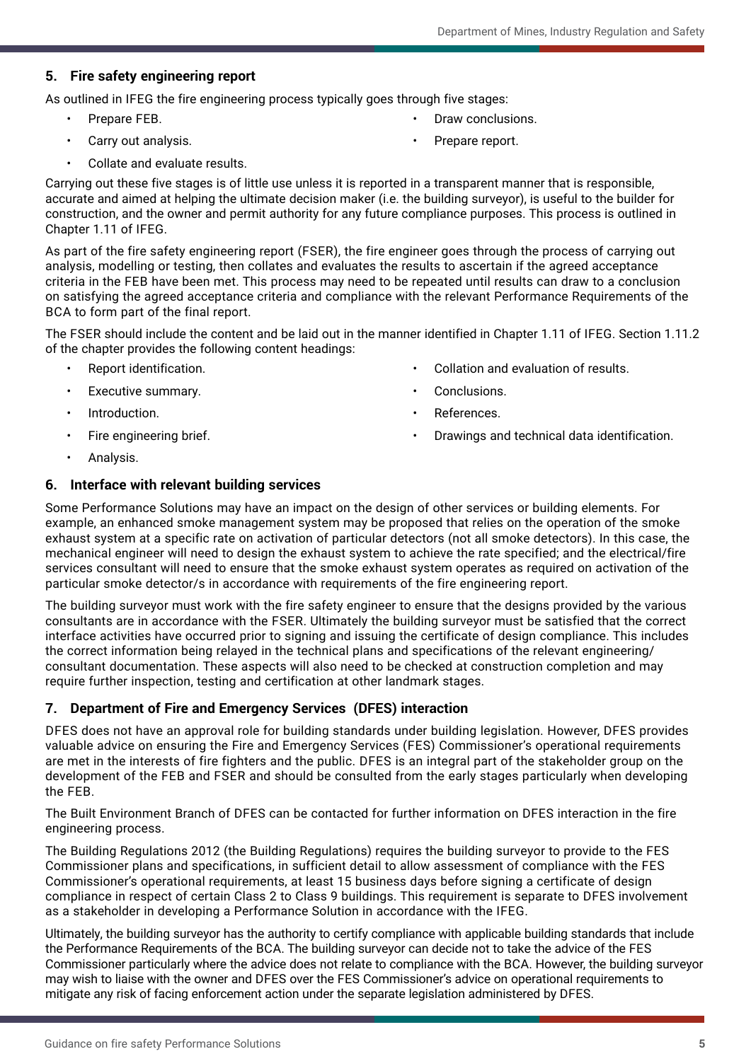## 5. Fire safety engineering report

As outlined in IFEG the fire engineering process typically goes through five stages:

- Prepare FEB.
- Carry out analysis.
- Collate and evaluate results.
- Draw conclusions.
- Prepare report.

Carrying out these five stages is of little use unless it is reported in a transparent manner that is responsible, accurate and aimed at helping the ultimate decision maker (i.e. the building surveyor), is useful to the builder for construction, and the owner and permit authority for any future compliance purposes. This process is outlined in Chapter 1.11 of IFEG.

As part of the fire safety engineering report (FSER), the fire engineer goes through the process of carrying out analysis, modelling or testing, then collates and evaluates the results to ascertain if the agreed acceptance criteria in the FEB have been met. This process may need to be repeated until results can draw to a conclusion on satisfying the agreed acceptance criteria and compliance with the relevant Performance Requirements of the BCA to form part of the final report.

The FSER should include the content and be laid out in the manner identified in Chapter 1.11 of IFEG. Section 1.11.2 of the chapter provides the following content headings:

- Report identification.
- Executive summary.
- Introduction.
- Fire engineering brief.
- Analysis.
- Collation and evaluation of results.
- Conclusions.
- References.
- Drawings and technical data identification.

## 6. Interface with relevant building services

Some Performance Solutions may have an impact on the design of other services or building elements. For example, an enhanced smoke management system may be proposed that relies on the operation of the smoke exhaust system at a specific rate on activation of particular detectors (not all smoke detectors). In this case, the mechanical engineer will need to design the exhaust system to achieve the rate specified; and the electrical/fire services consultant will need to ensure that the smoke exhaust system operates as required on activation of the particular smoke detector/s in accordance with requirements of the fire engineering report.

The building surveyor must work with the fire safety engineer to ensure that the designs provided by the various consultants are in accordance with the FSER. Ultimately the building surveyor must be satisfied that the correct interface activities have occurred prior to signing and issuing the certificate of design compliance. This includes the correct information being relayed in the technical plans and specifications of the relevant engineering/ consultant documentation. These aspects will also need to be checked at construction completion and may require further inspection, testing and certification at other landmark stages.

## 7. Department of Fire and Emergency Services (DFES) interaction

DFES does not have an approval role for building standards under building legislation. However, DFES provides valuable advice on ensuring the Fire and Emergency Services (FES) Commissioner's operational requirements are met in the interests of fire fighters and the public. DFES is an integral part of the stakeholder group on the development of the FEB and FSER and should be consulted from the early stages particularly when developing the FEB.

The Built Environment Branch of DFES can be contacted for further information on DFES interaction in the fire engineering process.

The Building Regulations 2012 (the Building Regulations) requires the building surveyor to provide to the FES Commissioner plans and specifications, in sufficient detail to allow assessment of compliance with the FES Commissioner's operational requirements, at least 15 business days before signing a certificate of design compliance in respect of certain Class 2 to Class 9 buildings. This requirement is separate to DFES involvement as a stakeholder in developing a Performance Solution in accordance with the IFEG.

Ultimately, the building surveyor has the authority to certify compliance with applicable building standards that include the Performance Requirements of the BCA. The building surveyor can decide not to take the advice of the FES Commissioner particularly where the advice does not relate to compliance with the BCA. However, the building surveyor may wish to liaise with the owner and DFES over the FES Commissioner's advice on operational requirements to mitigate any risk of facing enforcement action under the separate legislation administered by DFES.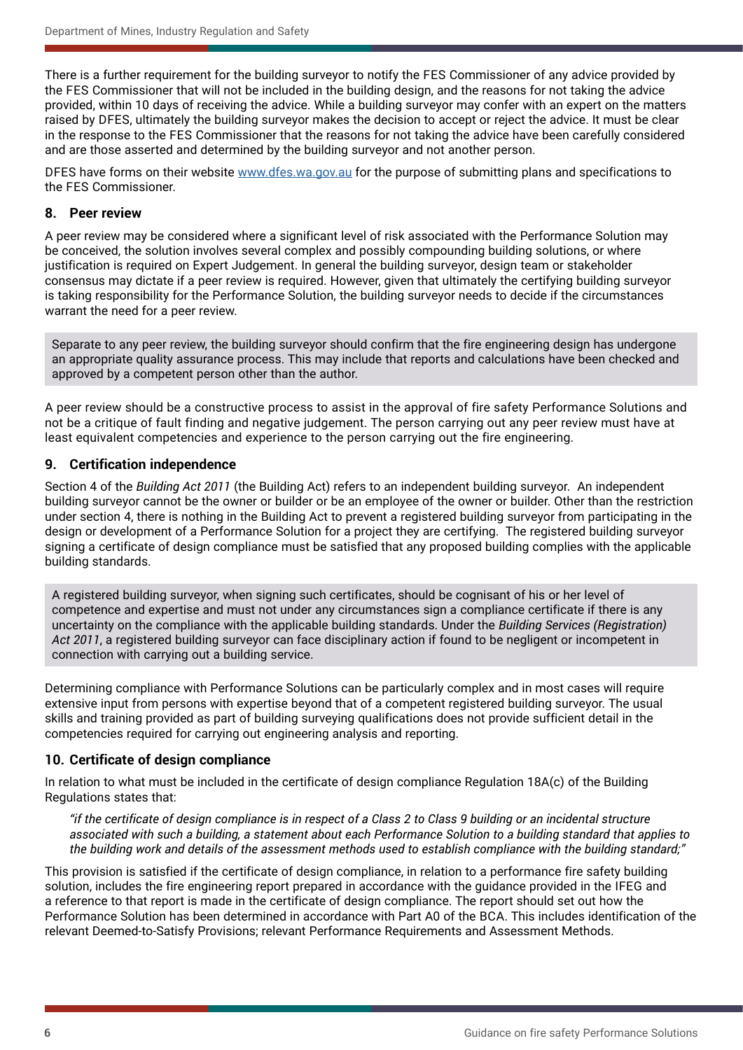There is a further requirement for the building surveyor to notify the FES Commissioner of any advice provided by the FES Commissioner that will not be included in the building design, and the reasons for not taking the advice provided, within 10 days of receiving the advice. While a building surveyor may confer with an expert on the matters raised by DFES, ultimately the building surveyor makes the decision to accept or reject the advice. It must be clear in the response to the FES Commissioner that the reasons for not taking the advice have been carefully considered and are those asserted and determined by the building surveyor and not another person.

DFES have forms on their website www.dfes.wa.gov.au for the purpose of submitting plans and specifications to the FES Commissioner.

## 8. Peer review

A peer review may be considered where a significant level of risk associated with the Performance Solution may be conceived, the solution involves several complex and possibly compounding building solutions, or where justification is required on Expert Judgement. In general the building surveyor, design team or stakeholder consensus may dictate if a peer review is required. However, given that ultimately the certifying building surveyor is taking responsibility for the Performance Solution, the building surveyor needs to decide if the circumstances warrant the need for a peer review.

> Separate to any peer review, the building surveyor should confirm that the fire engineering design has undergone an appropriate quality assurance process. This may include that reports and calculations have been checked and approved by a competent person other than the author.

A peer review should be a constructive process to assist in the approval of fire safety Performance Solutions and not be a critique of fault finding and negative judgement. The person carrying out any peer review must have at least equivalent competencies and experience to the person carrying out the fire engineering.

## 9. Certification independence

Section 4 of the *Building Act 2011* (the Building Act) refers to an independent building surveyor. An independent building surveyor cannot be the owner or builder or be an employee of the owner or builder. Other than the restriction under section 4, there is nothing in the Building Act to prevent a registered building surveyor from participating in the design or development of a Performance Solution for a project they are certifying. The registered building surveyor signing a certificate of design compliance must be satisfied that any proposed building complies with the applicable building standards.

> A registered building surveyor, when signing such certificates, should be cognisant of his or her level of competence and expertise and must not under any circumstances sign a compliance certificate if there is any uncertainty on the compliance with the applicable building standards. Under the *Building Services (Registration) Act 2011*, a registered building surveyor can face disciplinary action if found to be negligent or incompetent in connection with carrying out a building service.

Determining compliance with Performance Solutions can be particularly complex and in most cases will require extensive input from persons with expertise beyond that of a competent registered building surveyor. The usual skills and training provided as part of building surveying qualifications does not provide sufficient detail in the competencies required for carrying out engineering analysis and reporting.

## 10. Certificate of design compliance

In relation to what must be included in the certificate of design compliance Regulation 18A(c) of the Building Regulations states that:

> *"if the certificate of design compliance is in respect of a Class 2 to Class 9 building or an incidental structure associated with such a building, a statement about each Performance Solution to a building standard that applies to the building work and details of the assessment methods used to establish compliance with the building standard;"*

This provision is satisfied if the certificate of design compliance, in relation to a performance fire safety building solution, includes the fire engineering report prepared in accordance with the guidance provided in the IFEG and a reference to that report is made in the certificate of design compliance. The report should set out how the Performance Solution has been determined in accordance with Part A0 of the BCA. This includes identification of the relevant Deemed-to-Satisfy Provisions; relevant Performance Requirements and Assessment Methods.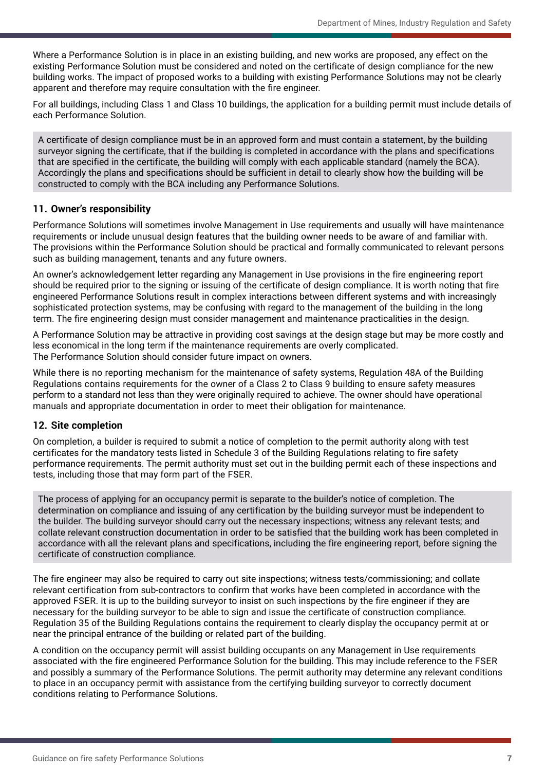Where a Performance Solution is in place in an existing building, and new works are proposed, any effect on the existing Performance Solution must be considered and noted on the certificate of design compliance for the new building works. The impact of proposed works to a building with existing Performance Solutions may not be clearly apparent and therefore may require consultation with the fire engineer.

For all buildings, including Class 1 and Class 10 buildings, the application for a building permit must include details of each Performance Solution.

> A certificate of design compliance must be in an approved form and must contain a statement, by the building surveyor signing the certificate, that if the building is completed in accordance with the plans and specifications that are specified in the certificate, the building will comply with each applicable standard (namely the BCA). Accordingly the plans and specifications should be sufficient in detail to clearly show how the building will be constructed to comply with the BCA including any Performance Solutions.

## 11. Owner's responsibility

Performance Solutions will sometimes involve Management in Use requirements and usually will have maintenance requirements or include unusual design features that the building owner needs to be aware of and familiar with. The provisions within the Performance Solution should be practical and formally communicated to relevant persons such as building management, tenants and any future owners.

An owner's acknowledgement letter regarding any Management in Use provisions in the fire engineering report should be required prior to the signing or issuing of the certificate of design compliance. It is worth noting that fire engineered Performance Solutions result in complex interactions between different systems and with increasingly sophisticated protection systems, may be confusing with regard to the management of the building in the long term. The fire engineering design must consider management and maintenance practicalities in the design.

A Performance Solution may be attractive in providing cost savings at the design stage but may be more costly and less economical in the long term if the maintenance requirements are overly complicated.
The Performance Solution should consider future impact on owners.

While there is no reporting mechanism for the maintenance of safety systems, Regulation 48A of the Building Regulations contains requirements for the owner of a Class 2 to Class 9 building to ensure safety measures perform to a standard not less than they were originally required to achieve. The owner should have operational manuals and appropriate documentation in order to meet their obligation for maintenance.

## 12. Site completion

On completion, a builder is required to submit a notice of completion to the permit authority along with test certificates for the mandatory tests listed in Schedule 3 of the Building Regulations relating to fire safety performance requirements. The permit authority must set out in the building permit each of these inspections and tests, including those that may form part of the FSER.

> The process of applying for an occupancy permit is separate to the builder's notice of completion. The determination on compliance and issuing of any certification by the building surveyor must be independent to the builder. The building surveyor should carry out the necessary inspections; witness any relevant tests; and collate relevant construction documentation in order to be satisfied that the building work has been completed in accordance with all the relevant plans and specifications, including the fire engineering report, before signing the certificate of construction compliance.

The fire engineer may also be required to carry out site inspections; witness tests/commissioning; and collate relevant certification from sub-contractors to confirm that works have been completed in accordance with the approved FSER. It is up to the building surveyor to insist on such inspections by the fire engineer if they are necessary for the building surveyor to be able to sign and issue the certificate of construction compliance. Regulation 35 of the Building Regulations contains the requirement to clearly display the occupancy permit at or near the principal entrance of the building or related part of the building.

A condition on the occupancy permit will assist building occupants on any Management in Use requirements associated with the fire engineered Performance Solution for the building. This may include reference to the FSER and possibly a summary of the Performance Solutions. The permit authority may determine any relevant conditions to place in an occupancy permit with assistance from the certifying building surveyor to correctly document conditions relating to Performance Solutions.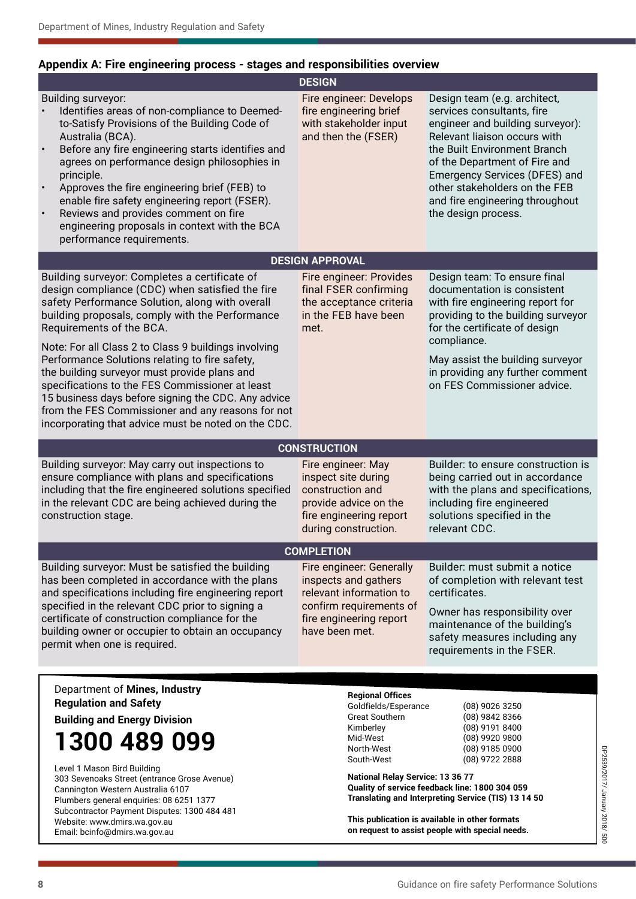## Appendix A: Fire engineering process - stages and responsibilities overview

| | | |
|---|---|---|
| **DESIGN** | | |
| Building surveyor: <br>• Identifies areas of non-compliance to Deemed-to-Satisfy Provisions of the Building Code of Australia (BCA). <br>• Before any fire engineering starts identifies and agrees on performance design philosophies in principle. <br>• Approves the fire engineering brief (FEB) to enable fire safety engineering report (FSER). <br>• Reviews and provides comment on fire engineering proposals in context with the BCA performance requirements. | Fire engineer: Develops fire engineering brief with stakeholder input and then the (FSER) | Design team (e.g. architect, services consultants, fire engineer and building surveyor): Relevant liaison occurs with the Built Environment Branch of the Department of Fire and Emergency Services (DFES) and other stakeholders on the FEB and fire engineering throughout the design process. |
| **DESIGN APPROVAL** | | |
| Building surveyor: Completes a certificate of design compliance (CDC) when satisfied the fire safety Performance Solution, along with overall building proposals, comply with the Performance Requirements of the BCA. <br><br>Note: For all Class 2 to Class 9 buildings involving Performance Solutions relating to fire safety, the building surveyor must provide plans and specifications to the FES Commissioner at least 15 business days before signing the CDC. Any advice from the FES Commissioner and any reasons for not incorporating that advice must be noted on the CDC. | Fire engineer: Provides final FSER confirming the acceptance criteria in the FEB have been met. | Design team: To ensure final documentation is consistent with fire engineering report for providing to the building surveyor for the certificate of design compliance. <br><br>May assist the building surveyor in providing any further comment on FES Commissioner advice. |
| **CONSTRUCTION** | | |
| Building surveyor: May carry out inspections to ensure compliance with plans and specifications including that the fire engineered solutions specified in the relevant CDC are being achieved during the construction stage. | Fire engineer: May inspect site during construction and provide advice on the fire engineering report during construction. | Builder: to ensure construction is being carried out in accordance with the plans and specifications, including fire engineered solutions specified in the relevant CDC. |
| **COMPLETION** | | |
| Building surveyor: Must be satisfied the building has been completed in accordance with the plans and specifications including fire engineering report specified in the relevant CDC prior to signing a certificate of construction compliance for the building owner or occupier to obtain an occupancy permit when one is required. | Fire engineer: Generally inspects and gathers relevant information to confirm requirements of fire engineering report have been met. | Builder: must submit a notice of completion with relevant test certificates. <br><br>Owner has responsibility over maintenance of the building's safety measures including any requirements in the FSER. |

Department of **Mines, Industry Regulation and Safety**

**Building and Energy Division**

# 1300 489 099

Level 1 Mason Bird Building
303 Sevenoaks Street (entrance Grose Avenue)
Cannington Western Australia 6107
Plumbers general enquiries: 08 6251 1377
Subcontractor Payment Disputes: 1300 484 481
Website: www.dmirs.wa.gov.au
Email: bcinfo@dmirs.wa.gov.au

**Regional Offices**

| | |
|---|---|
| Goldfields/Esperance | (08) 9026 3250 |
| Great Southern | (08) 9842 8366 |
| Kimberley | (08) 9191 8400 |
| Mid-West | (08) 9920 9800 |
| North-West | (08) 9185 0900 |
| South-West | (08) 9722 2888 |

**National Relay Service: 13 36 77**
**Quality of service feedback line: 1800 304 059**
**Translating and Interpreting Service (TIS) 13 14 50**

**This publication is available in other formats on request to assist people with special needs.**

DP2539/2017/ January 2018/ 500